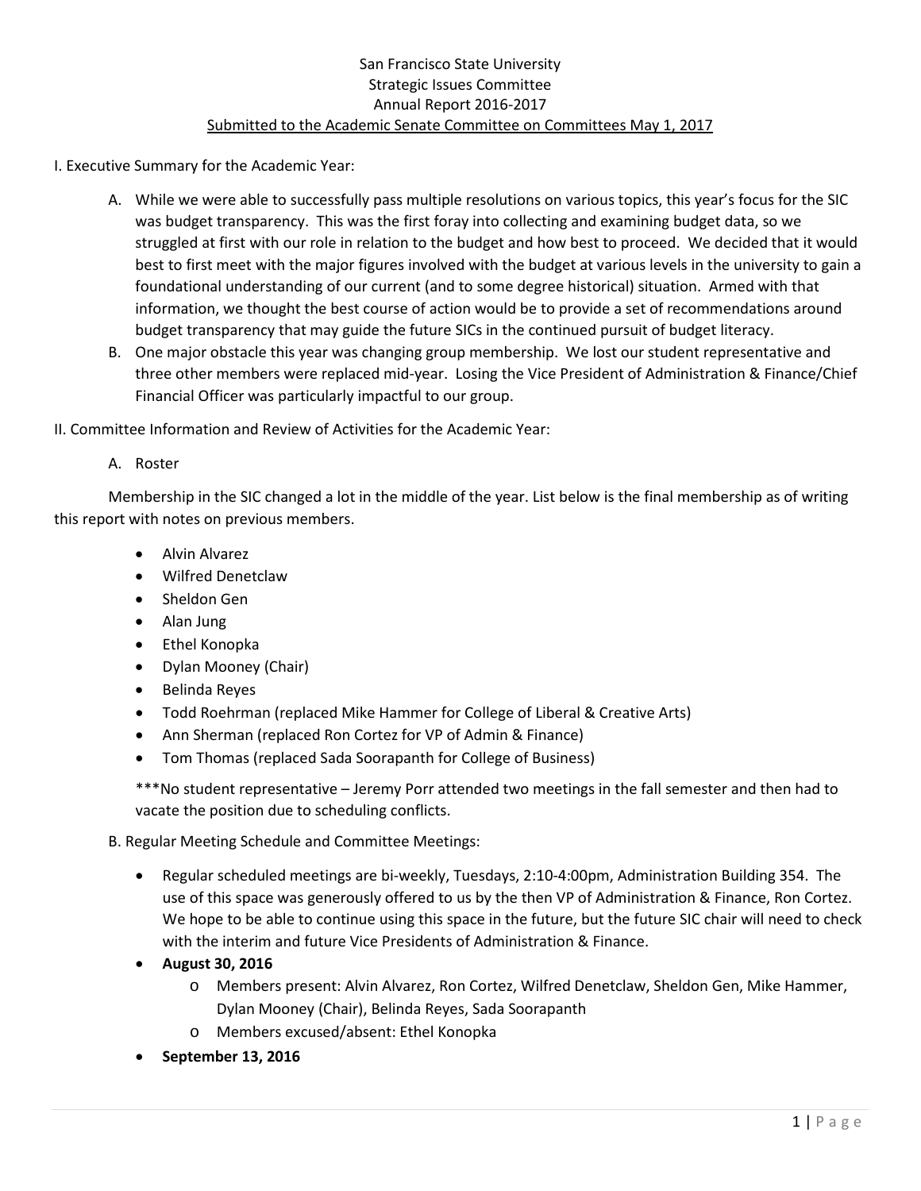San Francisco State University
Strategic Issues Committee
Annual Report 2016-2017
<u>Submitted to the Academic Senate Committee on Committees May 1, 2017</u>

I. Executive Summary for the Academic Year:

A. While we were able to successfully pass multiple resolutions on various topics, this year's focus for the SIC was budget transparency. This was the first foray into collecting and examining budget data, so we struggled at first with our role in relation to the budget and how best to proceed. We decided that it would best to first meet with the major figures involved with the budget at various levels in the university to gain a foundational understanding of our current (and to some degree historical) situation. Armed with that information, we thought the best course of action would be to provide a set of recommendations around budget transparency that may guide the future SICs in the continued pursuit of budget literacy.

B. One major obstacle this year was changing group membership. We lost our student representative and three other members were replaced mid-year. Losing the Vice President of Administration & Finance/Chief Financial Officer was particularly impactful to our group.

II. Committee Information and Review of Activities for the Academic Year:

A. Roster

Membership in the SIC changed a lot in the middle of the year. List below is the final membership as of writing this report with notes on previous members.

- Alvin Alvarez
- Wilfred Denetclaw
- Sheldon Gen
- Alan Jung
- Ethel Konopka
- Dylan Mooney (Chair)
- Belinda Reyes
- Todd Roehrman (replaced Mike Hammer for College of Liberal & Creative Arts)
- Ann Sherman (replaced Ron Cortez for VP of Admin & Finance)
- Tom Thomas (replaced Sada Soorapanth for College of Business)

***No student representative – Jeremy Porr attended two meetings in the fall semester and then had to vacate the position due to scheduling conflicts.

B. Regular Meeting Schedule and Committee Meetings:

- Regular scheduled meetings are bi-weekly, Tuesdays, 2:10-4:00pm, Administration Building 354. The use of this space was generously offered to us by the then VP of Administration & Finance, Ron Cortez. We hope to be able to continue using this space in the future, but the future SIC chair will need to check with the interim and future Vice Presidents of Administration & Finance.
- **August 30, 2016**
  - Members present: Alvin Alvarez, Ron Cortez, Wilfred Denetclaw, Sheldon Gen, Mike Hammer, Dylan Mooney (Chair), Belinda Reyes, Sada Soorapanth
  - Members excused/absent: Ethel Konopka
- **September 13, 2016**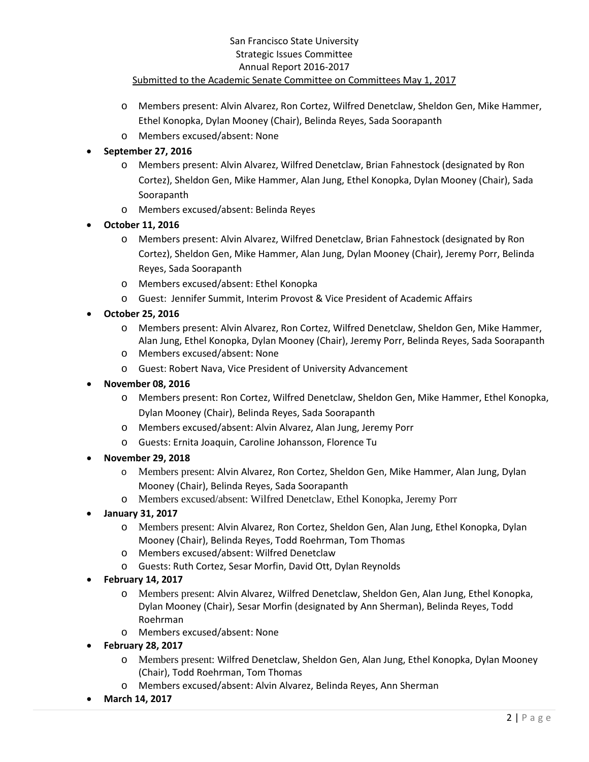- Members present: Alvin Alvarez, Ron Cortez, Wilfred Denetclaw, Sheldon Gen, Mike Hammer, Ethel Konopka, Dylan Mooney (Chair), Belinda Reyes, Sada Soorapanth
  - Members excused/absent: None
- **September 27, 2016**
  - Members present: Alvin Alvarez, Wilfred Denetclaw, Brian Fahnestock (designated by Ron Cortez), Sheldon Gen, Mike Hammer, Alan Jung, Ethel Konopka, Dylan Mooney (Chair), Sada Soorapanth
  - Members excused/absent: Belinda Reyes
- **October 11, 2016**
  - Members present: Alvin Alvarez, Wilfred Denetclaw, Brian Fahnestock (designated by Ron Cortez), Sheldon Gen, Mike Hammer, Alan Jung, Dylan Mooney (Chair), Jeremy Porr, Belinda Reyes, Sada Soorapanth
  - Members excused/absent: Ethel Konopka
  - Guest: Jennifer Summit, Interim Provost & Vice President of Academic Affairs
- **October 25, 2016**
  - Members present: Alvin Alvarez, Ron Cortez, Wilfred Denetclaw, Sheldon Gen, Mike Hammer, Alan Jung, Ethel Konopka, Dylan Mooney (Chair), Jeremy Porr, Belinda Reyes, Sada Soorapanth
  - Members excused/absent: None
  - Guest: Robert Nava, Vice President of University Advancement
- **November 08, 2016**
  - Members present: Ron Cortez, Wilfred Denetclaw, Sheldon Gen, Mike Hammer, Ethel Konopka, Dylan Mooney (Chair), Belinda Reyes, Sada Soorapanth
  - Members excused/absent: Alvin Alvarez, Alan Jung, Jeremy Porr
  - Guests: Ernita Joaquin, Caroline Johansson, Florence Tu
- **November 29, 2018**
  - Members present: Alvin Alvarez, Ron Cortez, Sheldon Gen, Mike Hammer, Alan Jung, Dylan Mooney (Chair), Belinda Reyes, Sada Soorapanth
  - Members excused/absent: Wilfred Denetclaw, Ethel Konopka, Jeremy Porr
- **January 31, 2017**
  - Members present: Alvin Alvarez, Ron Cortez, Sheldon Gen, Alan Jung, Ethel Konopka, Dylan Mooney (Chair), Belinda Reyes, Todd Roehrman, Tom Thomas
  - Members excused/absent: Wilfred Denetclaw
  - Guests: Ruth Cortez, Sesar Morfin, David Ott, Dylan Reynolds
- **February 14, 2017**
  - Members present: Alvin Alvarez, Wilfred Denetclaw, Sheldon Gen, Alan Jung, Ethel Konopka, Dylan Mooney (Chair), Sesar Morfin (designated by Ann Sherman), Belinda Reyes, Todd Roehrman
  - Members excused/absent: None
- **February 28, 2017**
  - Members present: Wilfred Denetclaw, Sheldon Gen, Alan Jung, Ethel Konopka, Dylan Mooney (Chair), Todd Roehrman, Tom Thomas
  - Members excused/absent: Alvin Alvarez, Belinda Reyes, Ann Sherman
- **March 14, 2017**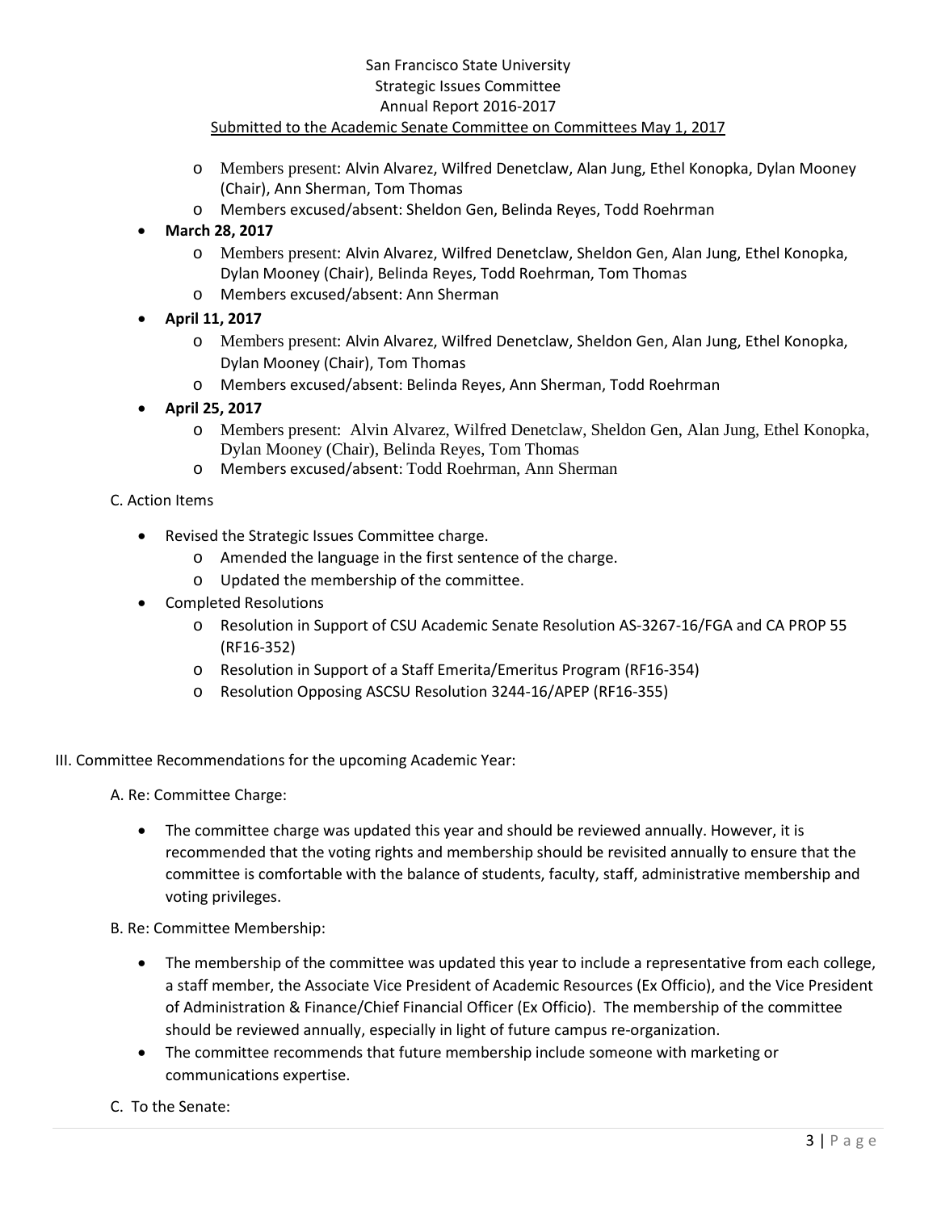- Members present: Alvin Alvarez, Wilfred Denetclaw, Alan Jung, Ethel Konopka, Dylan Mooney (Chair), Ann Sherman, Tom Thomas
  - Members excused/absent: Sheldon Gen, Belinda Reyes, Todd Roehrman
- **March 28, 2017**
  - Members present: Alvin Alvarez, Wilfred Denetclaw, Sheldon Gen, Alan Jung, Ethel Konopka, Dylan Mooney (Chair), Belinda Reyes, Todd Roehrman, Tom Thomas
  - Members excused/absent: Ann Sherman
- **April 11, 2017**
  - Members present: Alvin Alvarez, Wilfred Denetclaw, Sheldon Gen, Alan Jung, Ethel Konopka, Dylan Mooney (Chair), Tom Thomas
  - Members excused/absent: Belinda Reyes, Ann Sherman, Todd Roehrman
- **April 25, 2017**
  - Members present: Alvin Alvarez, Wilfred Denetclaw, Sheldon Gen, Alan Jung, Ethel Konopka, Dylan Mooney (Chair), Belinda Reyes, Tom Thomas
  - Members excused/absent: Todd Roehrman, Ann Sherman

C. Action Items

- Revised the Strategic Issues Committee charge.
  - Amended the language in the first sentence of the charge.
  - Updated the membership of the committee.
- Completed Resolutions
  - Resolution in Support of CSU Academic Senate Resolution AS-3267-16/FGA and CA PROP 55 (RF16-352)
  - Resolution in Support of a Staff Emerita/Emeritus Program (RF16-354)
  - Resolution Opposing ASCSU Resolution 3244-16/APEP (RF16-355)

III. Committee Recommendations for the upcoming Academic Year:

A. Re: Committee Charge:

- The committee charge was updated this year and should be reviewed annually. However, it is recommended that the voting rights and membership should be revisited annually to ensure that the committee is comfortable with the balance of students, faculty, staff, administrative membership and voting privileges.

B. Re: Committee Membership:

- The membership of the committee was updated this year to include a representative from each college, a staff member, the Associate Vice President of Academic Resources (Ex Officio), and the Vice President of Administration & Finance/Chief Financial Officer (Ex Officio). The membership of the committee should be reviewed annually, especially in light of future campus re-organization.
- The committee recommends that future membership include someone with marketing or communications expertise.

C. To the Senate: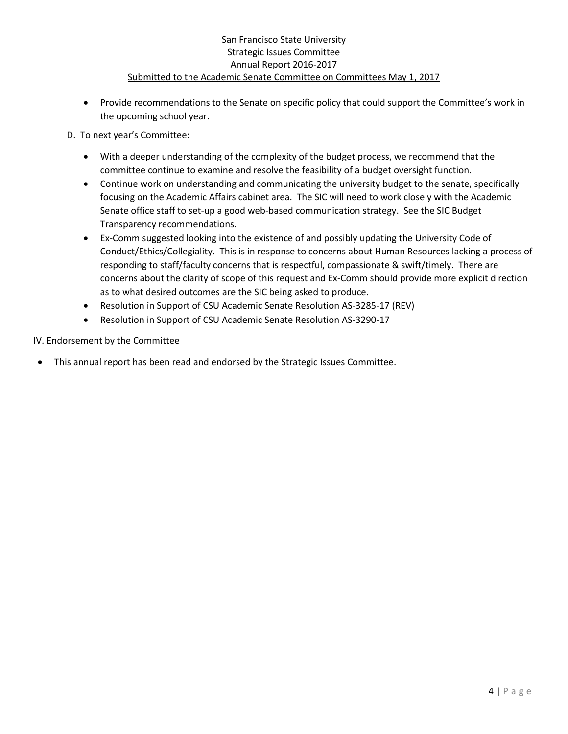- Provide recommendations to the Senate on specific policy that could support the Committee's work in the upcoming school year.

D. To next year's Committee:

- With a deeper understanding of the complexity of the budget process, we recommend that the committee continue to examine and resolve the feasibility of a budget oversight function.
- Continue work on understanding and communicating the university budget to the senate, specifically focusing on the Academic Affairs cabinet area. The SIC will need to work closely with the Academic Senate office staff to set-up a good web-based communication strategy. See the SIC Budget Transparency recommendations.
- Ex-Comm suggested looking into the existence of and possibly updating the University Code of Conduct/Ethics/Collegiality. This is in response to concerns about Human Resources lacking a process of responding to staff/faculty concerns that is respectful, compassionate & swift/timely. There are concerns about the clarity of scope of this request and Ex-Comm should provide more explicit direction as to what desired outcomes are the SIC being asked to produce.
- Resolution in Support of CSU Academic Senate Resolution AS-3285-17 (REV)
- Resolution in Support of CSU Academic Senate Resolution AS-3290-17

IV. Endorsement by the Committee

- This annual report has been read and endorsed by the Strategic Issues Committee.